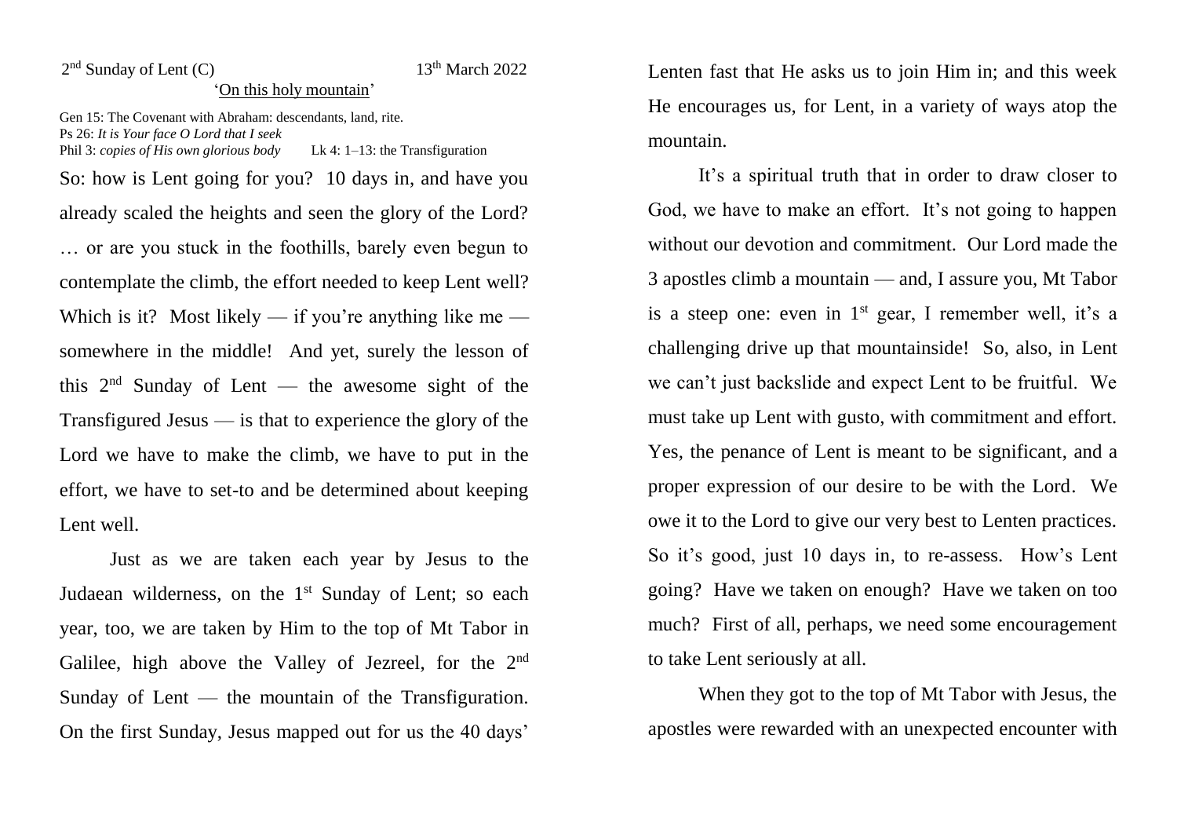2nd Sunday of Lent (C) 13th March 2022

'On this holy mountain'

Gen 15: The Covenant with Abraham: descendants, land, rite.
Ps 26: *It is Your face O Lord that I seek*
Phil 3: *copies of His own glorious body* Lk 4: 1–13: the Transfiguration

So: how is Lent going for you? 10 days in, and have you already scaled the heights and seen the glory of the Lord? … or are you stuck in the foothills, barely even begun to contemplate the climb, the effort needed to keep Lent well? Which is it? Most likely — if you're anything like me — somewhere in the middle! And yet, surely the lesson of this 2nd Sunday of Lent — the awesome sight of the Transfigured Jesus — is that to experience the glory of the Lord we have to make the climb, we have to put in the effort, we have to set-to and be determined about keeping Lent well.

Just as we are taken each year by Jesus to the Judaean wilderness, on the 1st Sunday of Lent; so each year, too, we are taken by Him to the top of Mt Tabor in Galilee, high above the Valley of Jezreel, for the 2nd Sunday of Lent — the mountain of the Transfiguration. On the first Sunday, Jesus mapped out for us the 40 days' Lenten fast that He asks us to join Him in; and this week He encourages us, for Lent, in a variety of ways atop the mountain.

It's a spiritual truth that in order to draw closer to God, we have to make an effort. It's not going to happen without our devotion and commitment. Our Lord made the 3 apostles climb a mountain — and, I assure you, Mt Tabor is a steep one: even in 1st gear, I remember well, it's a challenging drive up that mountainside! So, also, in Lent we can't just backslide and expect Lent to be fruitful. We must take up Lent with gusto, with commitment and effort. Yes, the penance of Lent is meant to be significant, and a proper expression of our desire to be with the Lord. We owe it to the Lord to give our very best to Lenten practices. So it's good, just 10 days in, to re-assess. How's Lent going? Have we taken on enough? Have we taken on too much? First of all, perhaps, we need some encouragement to take Lent seriously at all.

When they got to the top of Mt Tabor with Jesus, the apostles were rewarded with an unexpected encounter with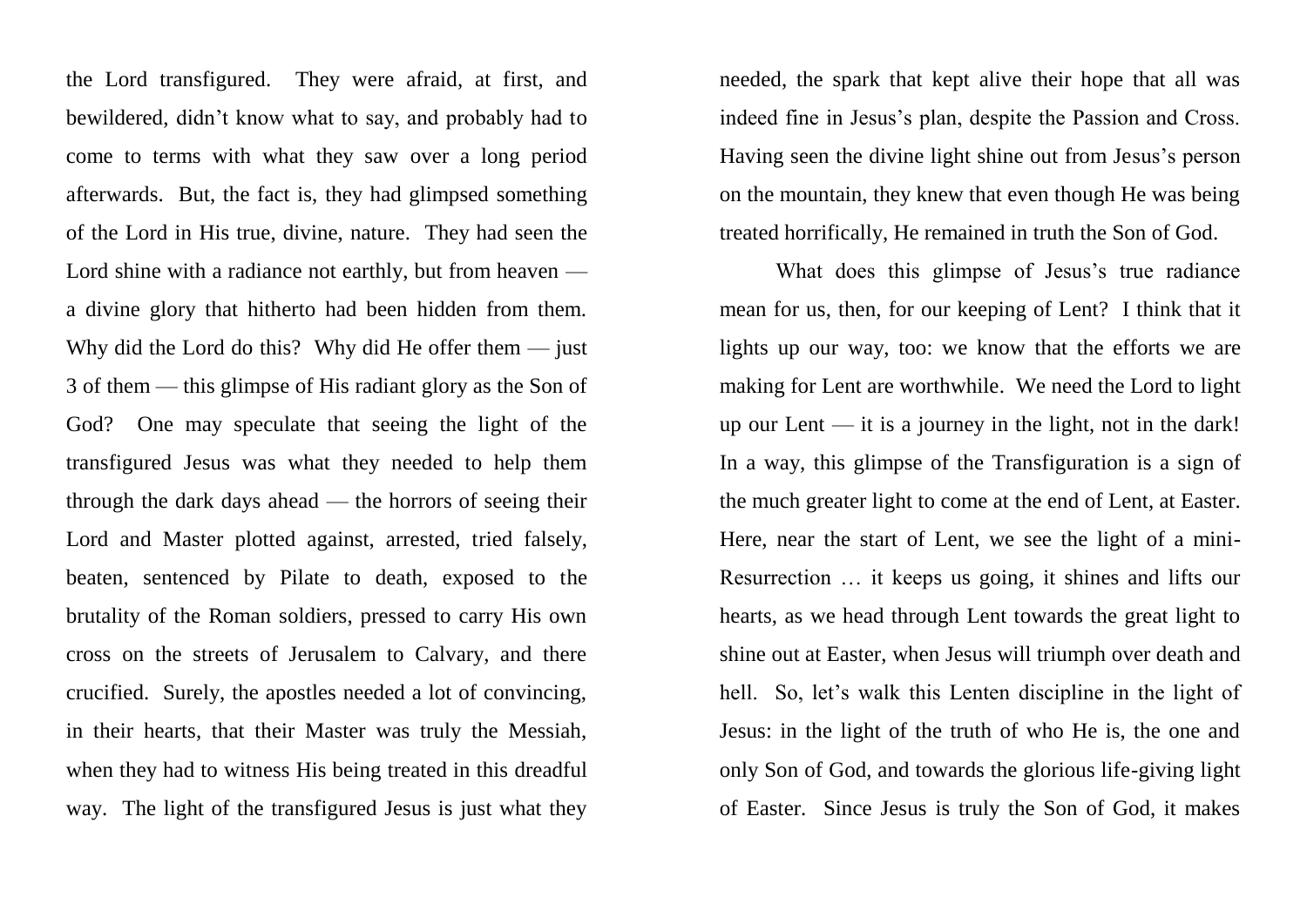the Lord transfigured. They were afraid, at first, and bewildered, didn't know what to say, and probably had to come to terms with what they saw over a long period afterwards. But, the fact is, they had glimpsed something of the Lord in His true, divine, nature. They had seen the Lord shine with a radiance not earthly, but from heaven — a divine glory that hitherto had been hidden from them. Why did the Lord do this? Why did He offer them — just 3 of them — this glimpse of His radiant glory as the Son of God? One may speculate that seeing the light of the transfigured Jesus was what they needed to help them through the dark days ahead — the horrors of seeing their Lord and Master plotted against, arrested, tried falsely, beaten, sentenced by Pilate to death, exposed to the brutality of the Roman soldiers, pressed to carry His own cross on the streets of Jerusalem to Calvary, and there crucified. Surely, the apostles needed a lot of convincing, in their hearts, that their Master was truly the Messiah, when they had to witness His being treated in this dreadful way. The light of the transfigured Jesus is just what they needed, the spark that kept alive their hope that all was indeed fine in Jesus's plan, despite the Passion and Cross. Having seen the divine light shine out from Jesus's person on the mountain, they knew that even though He was being treated horrifically, He remained in truth the Son of God.

What does this glimpse of Jesus's true radiance mean for us, then, for our keeping of Lent? I think that it lights up our way, too: we know that the efforts we are making for Lent are worthwhile. We need the Lord to light up our Lent — it is a journey in the light, not in the dark! In a way, this glimpse of the Transfiguration is a sign of the much greater light to come at the end of Lent, at Easter. Here, near the start of Lent, we see the light of a mini-Resurrection … it keeps us going, it shines and lifts our hearts, as we head through Lent towards the great light to shine out at Easter, when Jesus will triumph over death and hell. So, let's walk this Lenten discipline in the light of Jesus: in the light of the truth of who He is, the one and only Son of God, and towards the glorious life-giving light of Easter. Since Jesus is truly the Son of God, it makes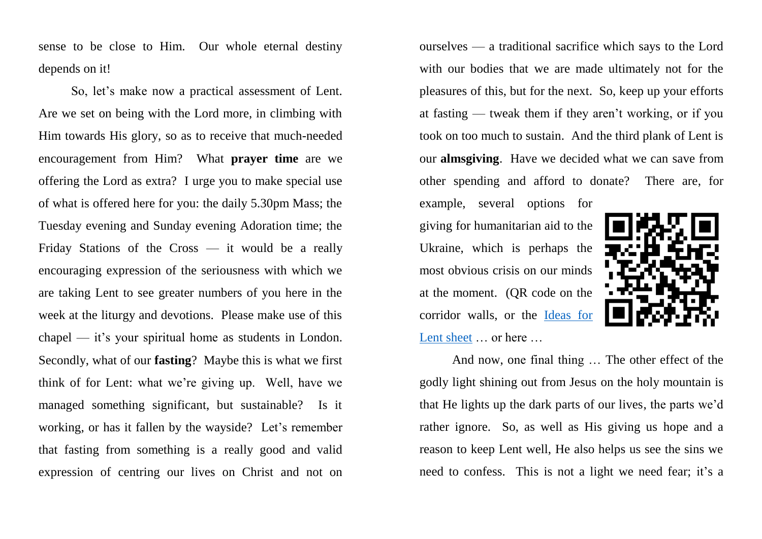sense to be close to Him.  Our whole eternal destiny depends on it!

So, let's make now a practical assessment of Lent. Are we set on being with the Lord more, in climbing with Him towards His glory, so as to receive that much-needed encouragement from Him?  What **prayer time** are we offering the Lord as extra?  I urge you to make special use of what is offered here for you: the daily 5.30pm Mass; the Tuesday evening and Sunday evening Adoration time; the Friday Stations of the Cross — it would be a really encouraging expression of the seriousness with which we are taking Lent to see greater numbers of you here in the week at the liturgy and devotions.  Please make use of this chapel — it's your spiritual home as students in London. Secondly, what of our **fasting**?  Maybe this is what we first think of for Lent: what we're giving up.  Well, have we managed something significant, but sustainable?  Is it working, or has it fallen by the wayside?  Let's remember that fasting from something is a really good and valid expression of centring our lives on Christ and not on ourselves — a traditional sacrifice which says to the Lord with our bodies that we are made ultimately not for the pleasures of this, but for the next.  So, keep up your efforts at fasting — tweak them if they aren't working, or if you took on too much to sustain.  And the third plank of Lent is our **almsgiving**.  Have we decided what we can save from other spending and afford to donate?  There are, for example, several options for giving for humanitarian aid to the Ukraine, which is perhaps the most obvious crisis on our minds at the moment.  (QR code on the corridor walls, or the [Ideas for Lent sheet](#) … or here …

And now, one final thing … The other effect of the godly light shining out from Jesus on the holy mountain is that He lights up the dark parts of our lives, the parts we'd rather ignore.  So, as well as His giving us hope and a reason to keep Lent well, He also helps us see the sins we need to confess.  This is not a light we need fear; it's a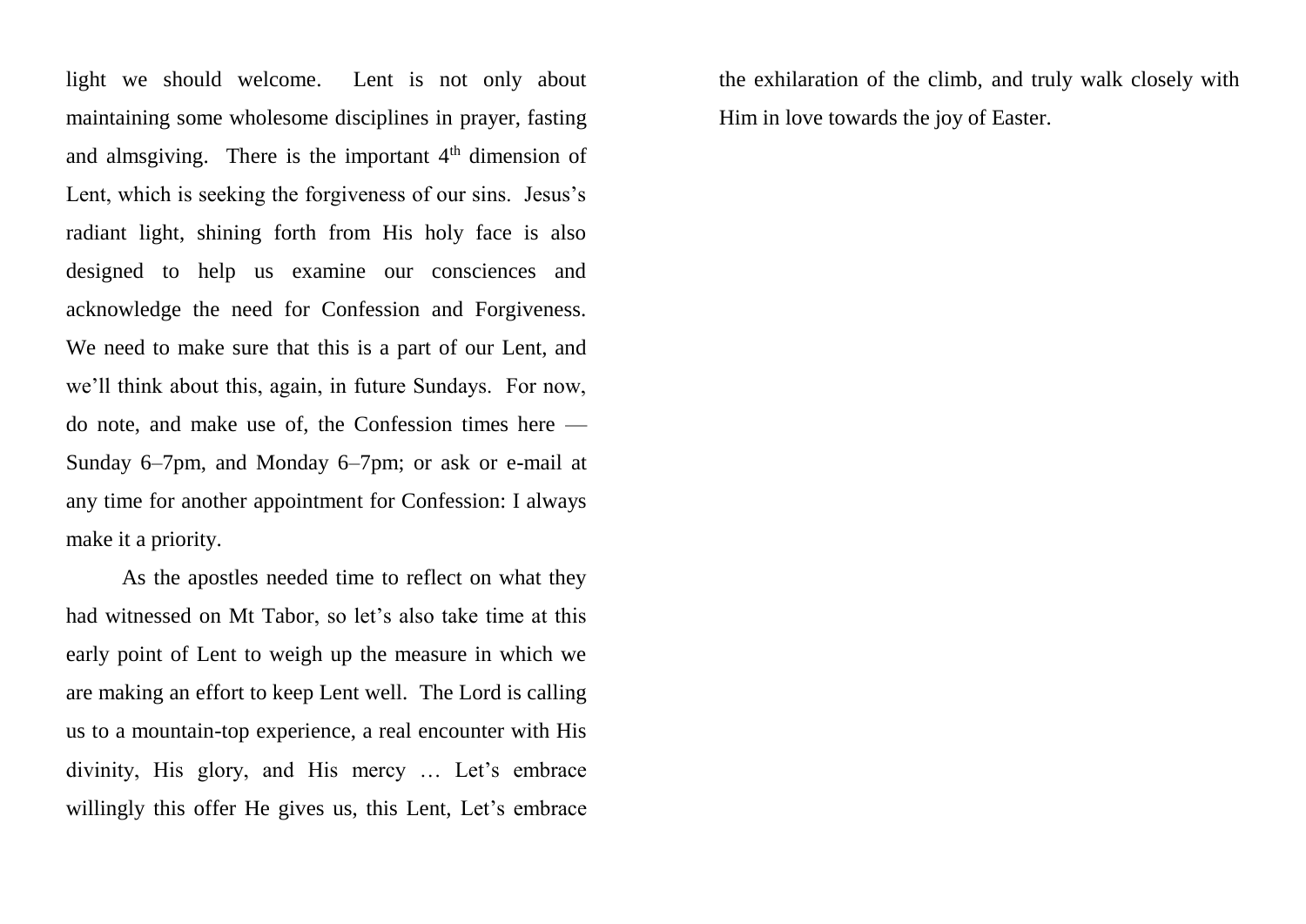light we should welcome. Lent is not only about maintaining some wholesome disciplines in prayer, fasting and almsgiving. There is the important 4th dimension of Lent, which is seeking the forgiveness of our sins. Jesus's radiant light, shining forth from His holy face is also designed to help us examine our consciences and acknowledge the need for Confession and Forgiveness. We need to make sure that this is a part of our Lent, and we'll think about this, again, in future Sundays. For now, do note, and make use of, the Confession times here — Sunday 6–7pm, and Monday 6–7pm; or ask or e-mail at any time for another appointment for Confession: I always make it a priority.

As the apostles needed time to reflect on what they had witnessed on Mt Tabor, so let's also take time at this early point of Lent to weigh up the measure in which we are making an effort to keep Lent well. The Lord is calling us to a mountain-top experience, a real encounter with His divinity, His glory, and His mercy … Let's embrace willingly this offer He gives us, this Lent, Let's embrace the exhilaration of the climb, and truly walk closely with Him in love towards the joy of Easter.